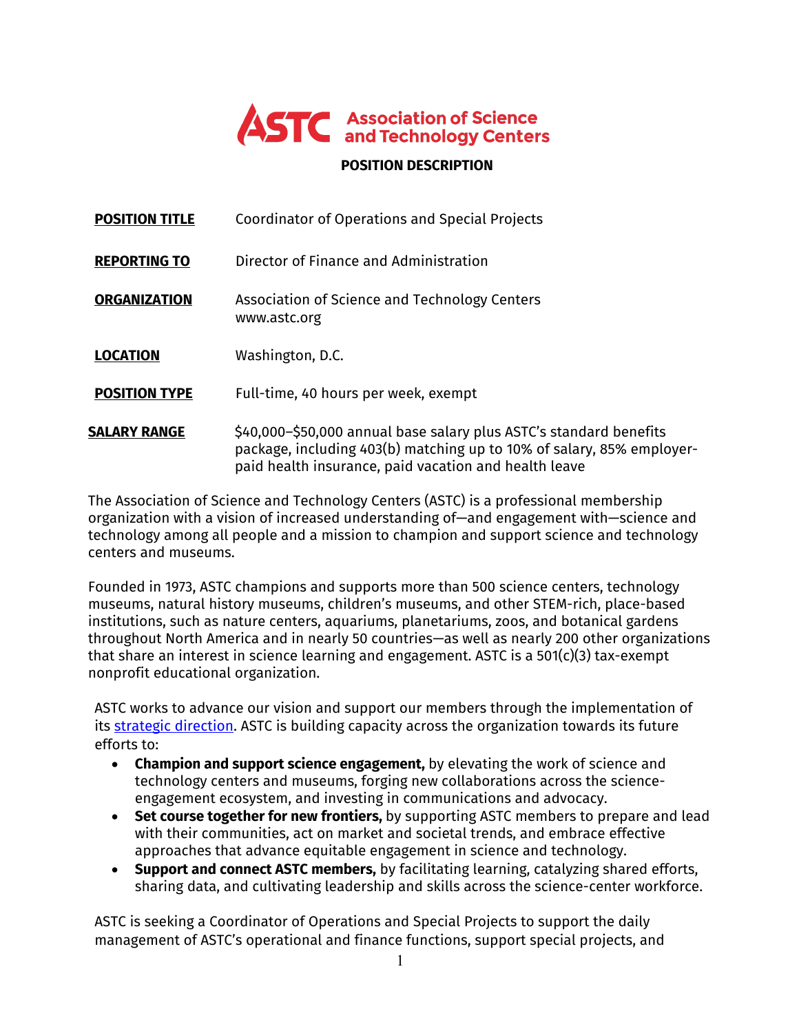# ASTC Association of Science and Technology Centers

## POSITION DESCRIPTION

**POSITION TITLE** Coordinator of Operations and Special Projects

**REPORTING TO** Director of Finance and Administration

**ORGANIZATION** Association of Science and Technology Centers
www.astc.org

**LOCATION** Washington, D.C.

**POSITION TYPE** Full-time, 40 hours per week, exempt

**SALARY RANGE** $40,000–$50,000 annual base salary plus ASTC's standard benefits package, including 403(b) matching up to 10% of salary, 85% employer-paid health insurance, paid vacation and health leave

The Association of Science and Technology Centers (ASTC) is a professional membership organization with a vision of increased understanding of—and engagement with—science and technology among all people and a mission to champion and support science and technology centers and museums.

Founded in 1973, ASTC champions and supports more than 500 science centers, technology museums, natural history museums, children's museums, and other STEM-rich, place-based institutions, such as nature centers, aquariums, planetariums, zoos, and botanical gardens throughout North America and in nearly 50 countries—as well as nearly 200 other organizations that share an interest in science learning and engagement. ASTC is a 501(c)(3) tax-exempt nonprofit educational organization.

ASTC works to advance our vision and support our members through the implementation of its strategic direction. ASTC is building capacity across the organization towards its future efforts to:

- **Champion and support science engagement,** by elevating the work of science and technology centers and museums, forging new collaborations across the science-engagement ecosystem, and investing in communications and advocacy.
- **Set course together for new frontiers,** by supporting ASTC members to prepare and lead with their communities, act on market and societal trends, and embrace effective approaches that advance equitable engagement in science and technology.
- **Support and connect ASTC members,** by facilitating learning, catalyzing shared efforts, sharing data, and cultivating leadership and skills across the science-center workforce.

ASTC is seeking a Coordinator of Operations and Special Projects to support the daily management of ASTC's operational and finance functions, support special projects, and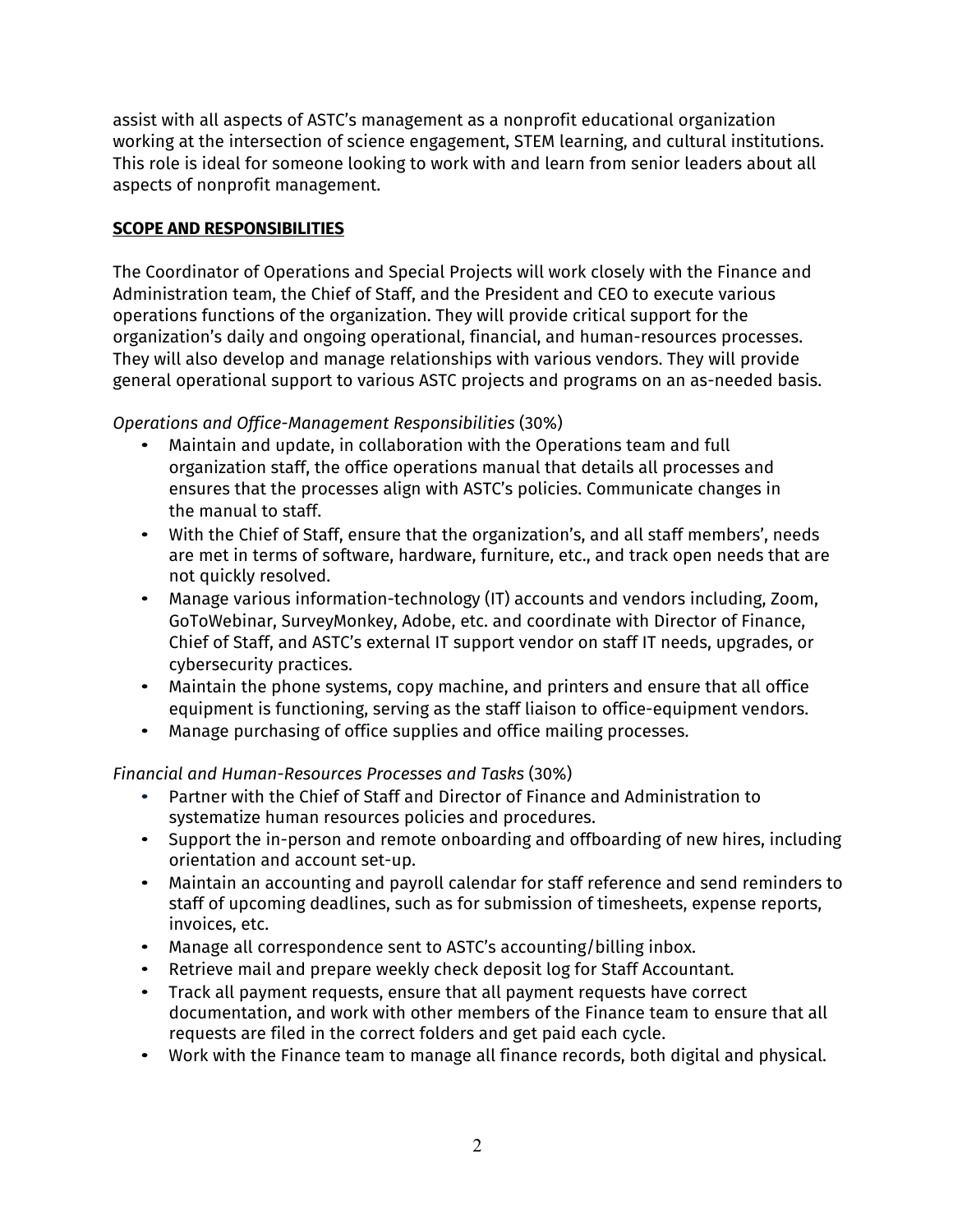assist with all aspects of ASTC's management as a nonprofit educational organization working at the intersection of science engagement, STEM learning, and cultural institutions. This role is ideal for someone looking to work with and learn from senior leaders about all aspects of nonprofit management.

## **SCOPE AND RESPONSIBILITIES**

The Coordinator of Operations and Special Projects will work closely with the Finance and Administration team, the Chief of Staff, and the President and CEO to execute various operations functions of the organization. They will provide critical support for the organization's daily and ongoing operational, financial, and human-resources processes. They will also develop and manage relationships with various vendors. They will provide general operational support to various ASTC projects and programs on an as-needed basis.

*Operations and Office-Management Responsibilities* (30%)

- Maintain and update, in collaboration with the Operations team and full organization staff, the office operations manual that details all processes and ensures that the processes align with ASTC's policies. Communicate changes in the manual to staff.
- With the Chief of Staff, ensure that the organization's, and all staff members', needs are met in terms of software, hardware, furniture, etc., and track open needs that are not quickly resolved.
- Manage various information-technology (IT) accounts and vendors including, Zoom, GoToWebinar, SurveyMonkey, Adobe, etc. and coordinate with Director of Finance, Chief of Staff, and ASTC's external IT support vendor on staff IT needs, upgrades, or cybersecurity practices.
- Maintain the phone systems, copy machine, and printers and ensure that all office equipment is functioning, serving as the staff liaison to office-equipment vendors.
- Manage purchasing of office supplies and office mailing processes.

*Financial and Human-Resources Processes and Tasks* (30%)

- Partner with the Chief of Staff and Director of Finance and Administration to systematize human resources policies and procedures.
- Support the in-person and remote onboarding and offboarding of new hires, including orientation and account set-up.
- Maintain an accounting and payroll calendar for staff reference and send reminders to staff of upcoming deadlines, such as for submission of timesheets, expense reports, invoices, etc.
- Manage all correspondence sent to ASTC's accounting/billing inbox.
- Retrieve mail and prepare weekly check deposit log for Staff Accountant.
- Track all payment requests, ensure that all payment requests have correct documentation, and work with other members of the Finance team to ensure that all requests are filed in the correct folders and get paid each cycle.
- Work with the Finance team to manage all finance records, both digital and physical.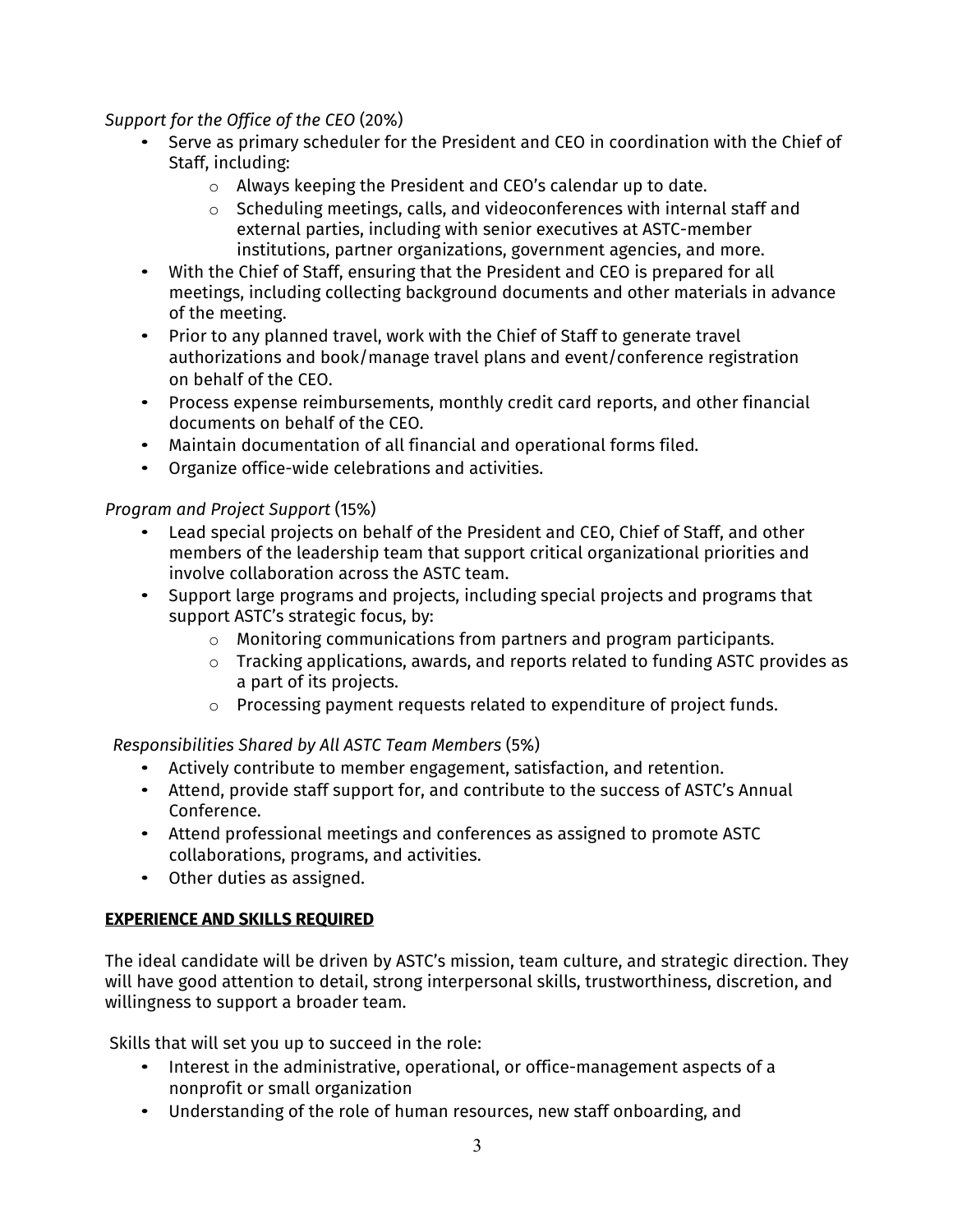*Support for the Office of the CEO* (20%)

- Serve as primary scheduler for the President and CEO in coordination with the Chief of Staff, including:
    - Always keeping the President and CEO's calendar up to date.
    - Scheduling meetings, calls, and videoconferences with internal staff and external parties, including with senior executives at ASTC-member institutions, partner organizations, government agencies, and more.
- With the Chief of Staff, ensuring that the President and CEO is prepared for all meetings, including collecting background documents and other materials in advance of the meeting.
- Prior to any planned travel, work with the Chief of Staff to generate travel authorizations and book/manage travel plans and event/conference registration on behalf of the CEO.
- Process expense reimbursements, monthly credit card reports, and other financial documents on behalf of the CEO.
- Maintain documentation of all financial and operational forms filed.
- Organize office-wide celebrations and activities.

*Program and Project Support* (15%)

- Lead special projects on behalf of the President and CEO, Chief of Staff, and other members of the leadership team that support critical organizational priorities and involve collaboration across the ASTC team.
- Support large programs and projects, including special projects and programs that support ASTC's strategic focus, by:
    - Monitoring communications from partners and program participants.
    - Tracking applications, awards, and reports related to funding ASTC provides as a part of its projects.
    - Processing payment requests related to expenditure of project funds.

*Responsibilities Shared by All ASTC Team Members* (5%)

- Actively contribute to member engagement, satisfaction, and retention.
- Attend, provide staff support for, and contribute to the success of ASTC's Annual Conference.
- Attend professional meetings and conferences as assigned to promote ASTC collaborations, programs, and activities.
- Other duties as assigned.

**EXPERIENCE AND SKILLS REQUIRED**

The ideal candidate will be driven by ASTC's mission, team culture, and strategic direction. They will have good attention to detail, strong interpersonal skills, trustworthiness, discretion, and willingness to support a broader team.

Skills that will set you up to succeed in the role:

- Interest in the administrative, operational, or office-management aspects of a nonprofit or small organization
- Understanding of the role of human resources, new staff onboarding, and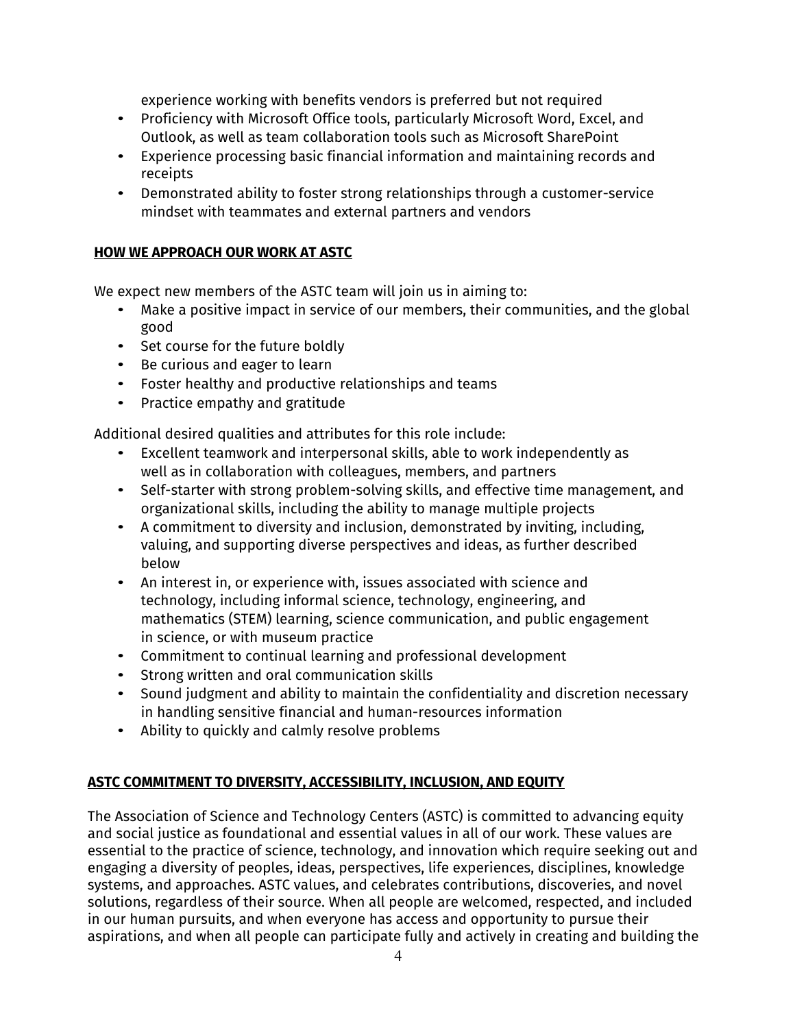experience working with benefits vendors is preferred but not required

- Proficiency with Microsoft Office tools, particularly Microsoft Word, Excel, and Outlook, as well as team collaboration tools such as Microsoft SharePoint
- Experience processing basic financial information and maintaining records and receipts
- Demonstrated ability to foster strong relationships through a customer-service mindset with teammates and external partners and vendors

## HOW WE APPROACH OUR WORK AT ASTC

We expect new members of the ASTC team will join us in aiming to:

- Make a positive impact in service of our members, their communities, and the global good
- Set course for the future boldly
- Be curious and eager to learn
- Foster healthy and productive relationships and teams
- Practice empathy and gratitude

Additional desired qualities and attributes for this role include:

- Excellent teamwork and interpersonal skills, able to work independently as well as in collaboration with colleagues, members, and partners
- Self-starter with strong problem-solving skills, and effective time management, and organizational skills, including the ability to manage multiple projects
- A commitment to diversity and inclusion, demonstrated by inviting, including, valuing, and supporting diverse perspectives and ideas, as further described below
- An interest in, or experience with, issues associated with science and technology, including informal science, technology, engineering, and mathematics (STEM) learning, science communication, and public engagement in science, or with museum practice
- Commitment to continual learning and professional development
- Strong written and oral communication skills
- Sound judgment and ability to maintain the confidentiality and discretion necessary in handling sensitive financial and human-resources information
- Ability to quickly and calmly resolve problems

## ASTC COMMITMENT TO DIVERSITY, ACCESSIBILITY, INCLUSION, AND EQUITY

The Association of Science and Technology Centers (ASTC) is committed to advancing equity and social justice as foundational and essential values in all of our work. These values are essential to the practice of science, technology, and innovation which require seeking out and engaging a diversity of peoples, ideas, perspectives, life experiences, disciplines, knowledge systems, and approaches. ASTC values, and celebrates contributions, discoveries, and novel solutions, regardless of their source. When all people are welcomed, respected, and included in our human pursuits, and when everyone has access and opportunity to pursue their aspirations, and when all people can participate fully and actively in creating and building the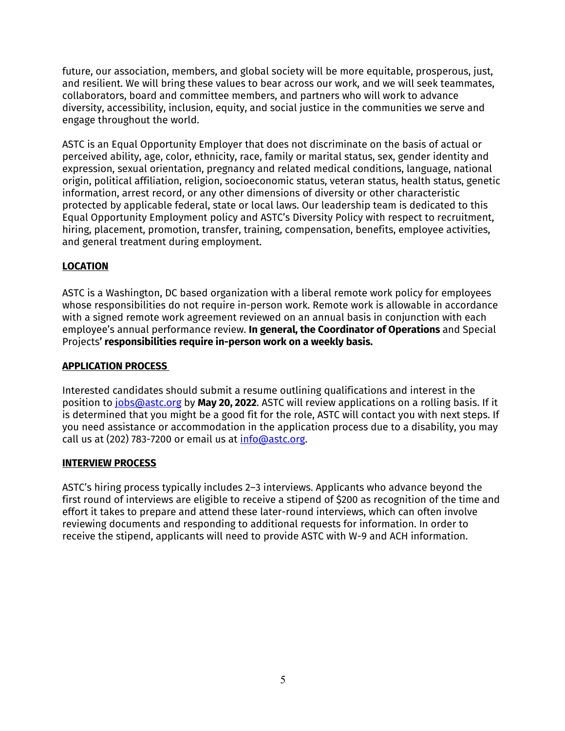future, our association, members, and global society will be more equitable, prosperous, just, and resilient. We will bring these values to bear across our work, and we will seek teammates, collaborators, board and committee members, and partners who will work to advance diversity, accessibility, inclusion, equity, and social justice in the communities we serve and engage throughout the world.

ASTC is an Equal Opportunity Employer that does not discriminate on the basis of actual or perceived ability, age, color, ethnicity, race, family or marital status, sex, gender identity and expression, sexual orientation, pregnancy and related medical conditions, language, national origin, political affiliation, religion, socioeconomic status, veteran status, health status, genetic information, arrest record, or any other dimensions of diversity or other characteristic protected by applicable federal, state or local laws. Our leadership team is dedicated to this Equal Opportunity Employment policy and ASTC's Diversity Policy with respect to recruitment, hiring, placement, promotion, transfer, training, compensation, benefits, employee activities, and general treatment during employment.

## LOCATION

ASTC is a Washington, DC based organization with a liberal remote work policy for employees whose responsibilities do not require in-person work. Remote work is allowable in accordance with a signed remote work agreement reviewed on an annual basis in conjunction with each employee's annual performance review. **In general, the Coordinator of Operations** and Special Projects**' responsibilities require in-person work on a weekly basis.**

## APPLICATION PROCESS

Interested candidates should submit a resume outlining qualifications and interest in the position to jobs@astc.org by **May 20, 2022**. ASTC will review applications on a rolling basis. If it is determined that you might be a good fit for the role, ASTC will contact you with next steps. If you need assistance or accommodation in the application process due to a disability, you may call us at (202) 783-7200 or email us at info@astc.org.

## INTERVIEW PROCESS

ASTC's hiring process typically includes 2–3 interviews. Applicants who advance beyond the first round of interviews are eligible to receive a stipend of $200 as recognition of the time and effort it takes to prepare and attend these later-round interviews, which can often involve reviewing documents and responding to additional requests for information. In order to receive the stipend, applicants will need to provide ASTC with W-9 and ACH information.